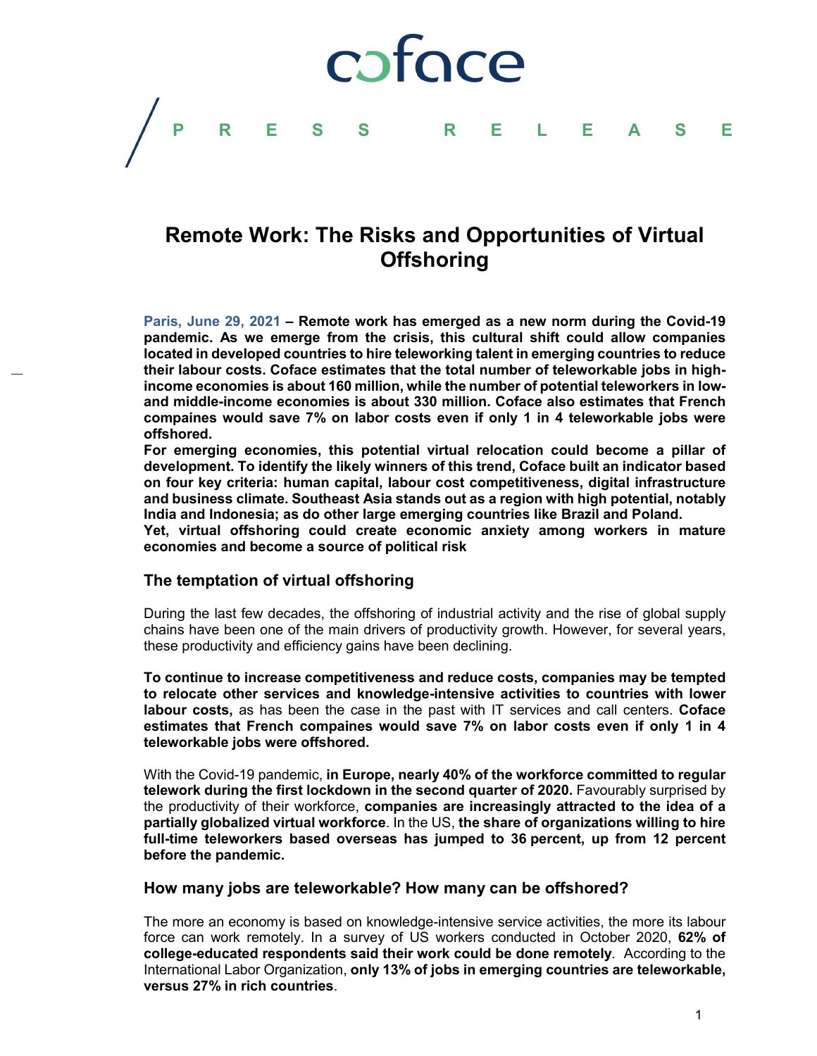coface

PRESS RELEASE

# Remote Work: The Risks and Opportunities of Virtual Offshoring

**Paris, June 29, 2021 – Remote work has emerged as a new norm during the Covid-19 pandemic. As we emerge from the crisis, this cultural shift could allow companies located in developed countries to hire teleworking talent in emerging countries to reduce their labour costs. Coface estimates that the total number of teleworkable jobs in high-income economies is about 160 million, while the number of potential teleworkers in low- and middle-income economies is about 330 million. Coface also estimates that French compaines would save 7% on labor costs even if only 1 in 4 teleworkable jobs were offshored.**

**For emerging economies, this potential virtual relocation could become a pillar of development. To identify the likely winners of this trend, Coface built an indicator based on four key criteria: human capital, labour cost competitiveness, digital infrastructure and business climate. Southeast Asia stands out as a region with high potential, notably India and Indonesia; as do other large emerging countries like Brazil and Poland.**

**Yet, virtual offshoring could create economic anxiety among workers in mature economies and become a source of political risk**

## The temptation of virtual offshoring

During the last few decades, the offshoring of industrial activity and the rise of global supply chains have been one of the main drivers of productivity growth. However, for several years, these productivity and efficiency gains have been declining.

**To continue to increase competitiveness and reduce costs, companies may be tempted to relocate other services and knowledge-intensive activities to countries with lower labour costs,** as has been the case in the past with IT services and call centers. **Coface estimates that French compaines would save 7% on labor costs even if only 1 in 4 teleworkable jobs were offshored.**

With the Covid-19 pandemic, **in Europe, nearly 40% of the workforce committed to regular telework during the first lockdown in the second quarter of 2020.** Favourably surprised by the productivity of their workforce, **companies are increasingly attracted to the idea of a partially globalized virtual workforce**. In the US, **the share of organizations willing to hire full-time teleworkers based overseas has jumped to 36 percent, up from 12 percent before the pandemic.**

## How many jobs are teleworkable? How many can be offshored?

The more an economy is based on knowledge-intensive service activities, the more its labour force can work remotely. In a survey of US workers conducted in October 2020, **62% of college-educated respondents said their work could be done remotely**. According to the International Labor Organization, **only 13% of jobs in emerging countries are teleworkable, versus 27% in rich countries**.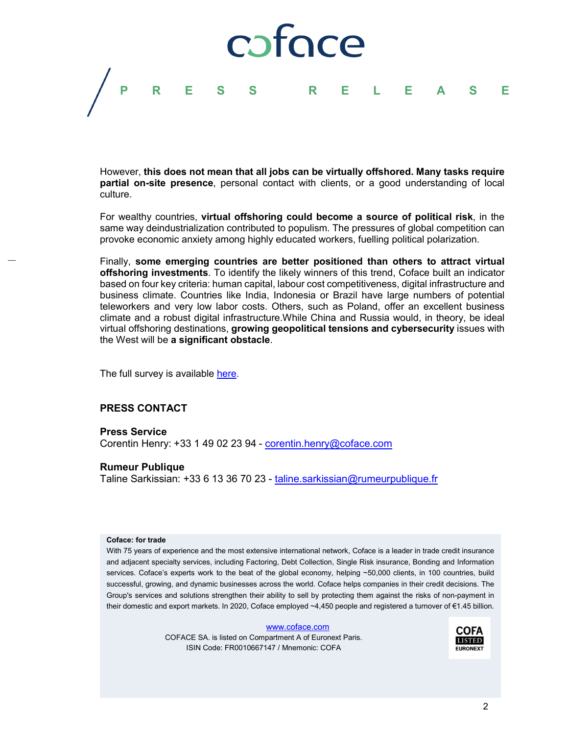However, **this does not mean that all jobs can be virtually offshored. Many tasks require partial on-site presence**, personal contact with clients, or a good understanding of local culture.

For wealthy countries, **virtual offshoring could become a source of political risk**, in the same way deindustrialization contributed to populism. The pressures of global competition can provoke economic anxiety among highly educated workers, fuelling political polarization.

Finally, **some emerging countries are better positioned than others to attract virtual offshoring investments**. To identify the likely winners of this trend, Coface built an indicator based on four key criteria: human capital, labour cost competitiveness, digital infrastructure and business climate. Countries like India, Indonesia or Brazil have large numbers of potential teleworkers and very low labor costs. Others, such as Poland, offer an excellent business climate and a robust digital infrastructure.While China and Russia would, in theory, be ideal virtual offshoring destinations, **growing geopolitical tensions and cybersecurity** issues with the West will be **a significant obstacle**.

The full survey is available here.

## PRESS CONTACT

**Press Service**
Corentin Henry: +33 1 49 02 23 94 - corentin.henry@coface.com

**Rumeur Publique**
Taline Sarkissian: +33 6 13 36 70 23 - taline.sarkissian@rumeurpublique.fr

**Coface: for trade**

With 75 years of experience and the most extensive international network, Coface is a leader in trade credit insurance and adjacent specialty services, including Factoring, Debt Collection, Single Risk insurance, Bonding and Information services. Coface's experts work to the beat of the global economy, helping ~50,000 clients, in 100 countries, build successful, growing, and dynamic businesses across the world. Coface helps companies in their credit decisions. The Group's services and solutions strengthen their ability to sell by protecting them against the risks of non-payment in their domestic and export markets. In 2020, Coface employed ~4,450 people and registered a turnover of €1.45 billion.

www.coface.com
COFACE SA. is listed on Compartment A of Euronext Paris.
ISIN Code: FR0010667147 / Mnemonic: COFA

COFA LISTED EURONEXT